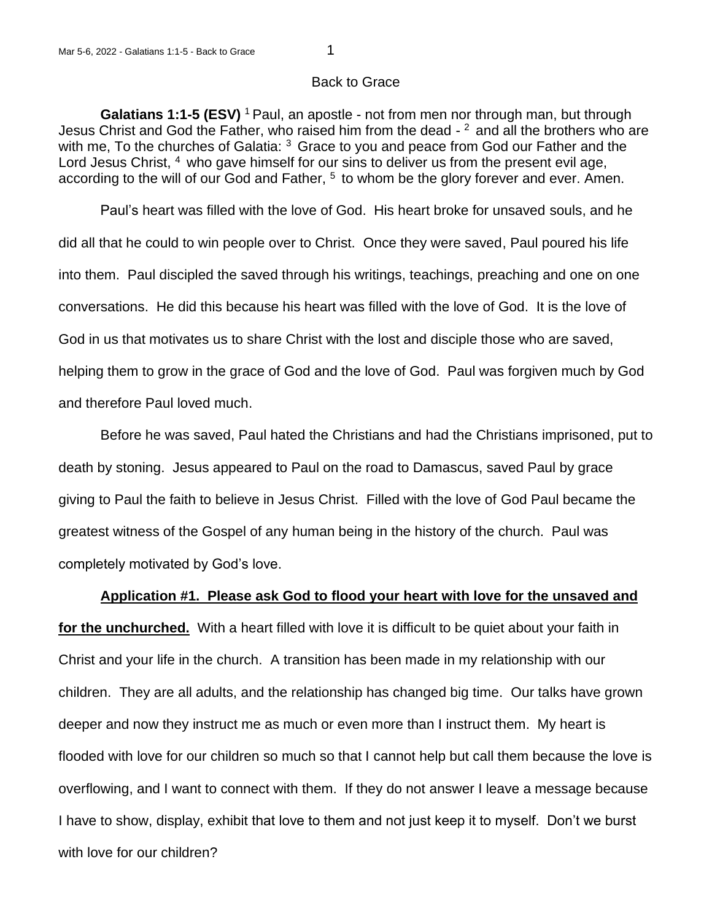## Back to Grace

**Galatians 1:1-5 (ESV)** [1] Paul, an apostle - not from men nor through man, but through Jesus Christ and God the Father, who raised him from the dead - [2] and all the brothers who are with me, To the churches of Galatia: [3] Grace to you and peace from God our Father and the Lord Jesus Christ, [4] who gave himself for our sins to deliver us from the present evil age, according to the will of our God and Father, [5] to whom be the glory forever and ever. Amen.

Paul's heart was filled with the love of God. His heart broke for unsaved souls, and he did all that he could to win people over to Christ. Once they were saved, Paul poured his life into them. Paul discipled the saved through his writings, teachings, preaching and one on one conversations. He did this because his heart was filled with the love of God. It is the love of God in us that motivates us to share Christ with the lost and disciple those who are saved, helping them to grow in the grace of God and the love of God. Paul was forgiven much by God and therefore Paul loved much.

Before he was saved, Paul hated the Christians and had the Christians imprisoned, put to death by stoning. Jesus appeared to Paul on the road to Damascus, saved Paul by grace giving to Paul the faith to believe in Jesus Christ. Filled with the love of God Paul became the greatest witness of the Gospel of any human being in the history of the church. Paul was completely motivated by God's love.

**<u>Application #1. Please ask God to flood your heart with love for the unsaved and for the unchurched.</u>** With a heart filled with love it is difficult to be quiet about your faith in Christ and your life in the church. A transition has been made in my relationship with our children. They are all adults, and the relationship has changed big time. Our talks have grown deeper and now they instruct me as much or even more than I instruct them. My heart is flooded with love for our children so much so that I cannot help but call them because the love is overflowing, and I want to connect with them. If they do not answer I leave a message because I have to show, display, exhibit that love to them and not just keep it to myself. Don't we burst with love for our children?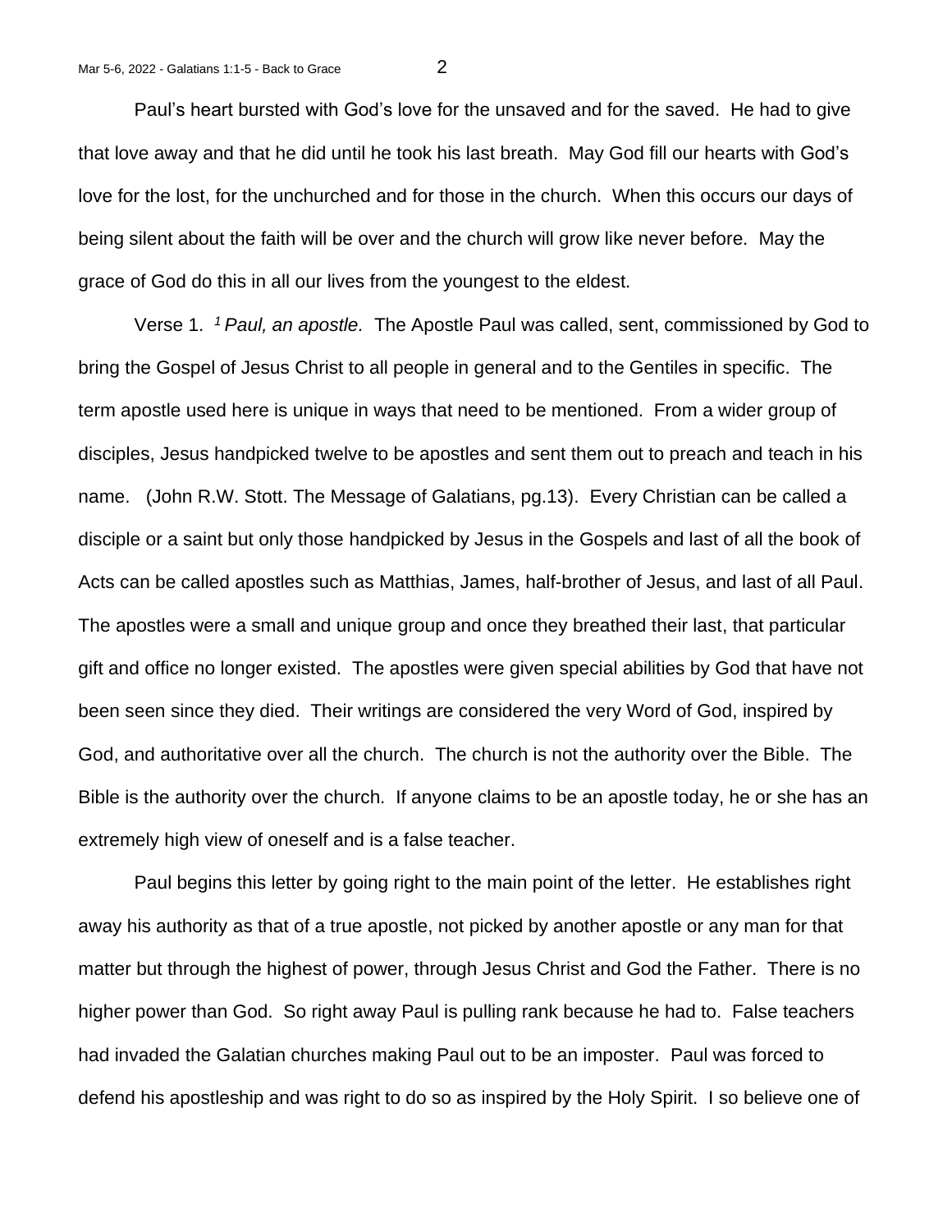Paul's heart bursted with God's love for the unsaved and for the saved. He had to give that love away and that he did until he took his last breath. May God fill our hearts with God's love for the lost, for the unchurched and for those in the church. When this occurs our days of being silent about the faith will be over and the church will grow like never before. May the grace of God do this in all our lives from the youngest to the eldest.

Verse 1. [1] *Paul, an apostle.* The Apostle Paul was called, sent, commissioned by God to bring the Gospel of Jesus Christ to all people in general and to the Gentiles in specific. The term apostle used here is unique in ways that need to be mentioned. From a wider group of disciples, Jesus handpicked twelve to be apostles and sent them out to preach and teach in his name. (John R.W. Stott. The Message of Galatians, pg.13). Every Christian can be called a disciple or a saint but only those handpicked by Jesus in the Gospels and last of all the book of Acts can be called apostles such as Matthias, James, half-brother of Jesus, and last of all Paul. The apostles were a small and unique group and once they breathed their last, that particular gift and office no longer existed. The apostles were given special abilities by God that have not been seen since they died. Their writings are considered the very Word of God, inspired by God, and authoritative over all the church. The church is not the authority over the Bible. The Bible is the authority over the church. If anyone claims to be an apostle today, he or she has an extremely high view of oneself and is a false teacher.

Paul begins this letter by going right to the main point of the letter. He establishes right away his authority as that of a true apostle, not picked by another apostle or any man for that matter but through the highest of power, through Jesus Christ and God the Father. There is no higher power than God. So right away Paul is pulling rank because he had to. False teachers had invaded the Galatian churches making Paul out to be an imposter. Paul was forced to defend his apostleship and was right to do so as inspired by the Holy Spirit. I so believe one of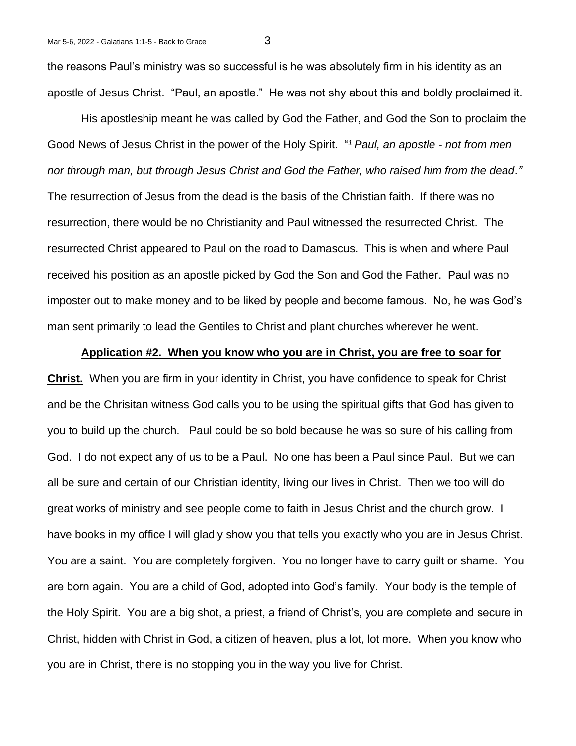the reasons Paul's ministry was so successful is he was absolutely firm in his identity as an apostle of Jesus Christ. "Paul, an apostle." He was not shy about this and boldly proclaimed it.

His apostleship meant he was called by God the Father, and God the Son to proclaim the Good News of Jesus Christ in the power of the Holy Spirit. "*[1] Paul, an apostle - not from men nor through man, but through Jesus Christ and God the Father, who raised him from the dead*." The resurrection of Jesus from the dead is the basis of the Christian faith. If there was no resurrection, there would be no Christianity and Paul witnessed the resurrected Christ. The resurrected Christ appeared to Paul on the road to Damascus. This is when and where Paul received his position as an apostle picked by God the Son and God the Father. Paul was no imposter out to make money and to be liked by people and become famous. No, he was God's man sent primarily to lead the Gentiles to Christ and plant churches wherever he went.

**<u>Application #2. When you know who you are in Christ, you are free to soar for Christ.</u>** When you are firm in your identity in Christ, you have confidence to speak for Christ and be the Chrisitan witness God calls you to be using the spiritual gifts that God has given to you to build up the church. Paul could be so bold because he was so sure of his calling from God. I do not expect any of us to be a Paul. No one has been a Paul since Paul. But we can all be sure and certain of our Christian identity, living our lives in Christ. Then we too will do great works of ministry and see people come to faith in Jesus Christ and the church grow. I have books in my office I will gladly show you that tells you exactly who you are in Jesus Christ. You are a saint. You are completely forgiven. You no longer have to carry guilt or shame. You are born again. You are a child of God, adopted into God's family. Your body is the temple of the Holy Spirit. You are a big shot, a priest, a friend of Christ's, you are complete and secure in Christ, hidden with Christ in God, a citizen of heaven, plus a lot, lot more. When you know who you are in Christ, there is no stopping you in the way you live for Christ.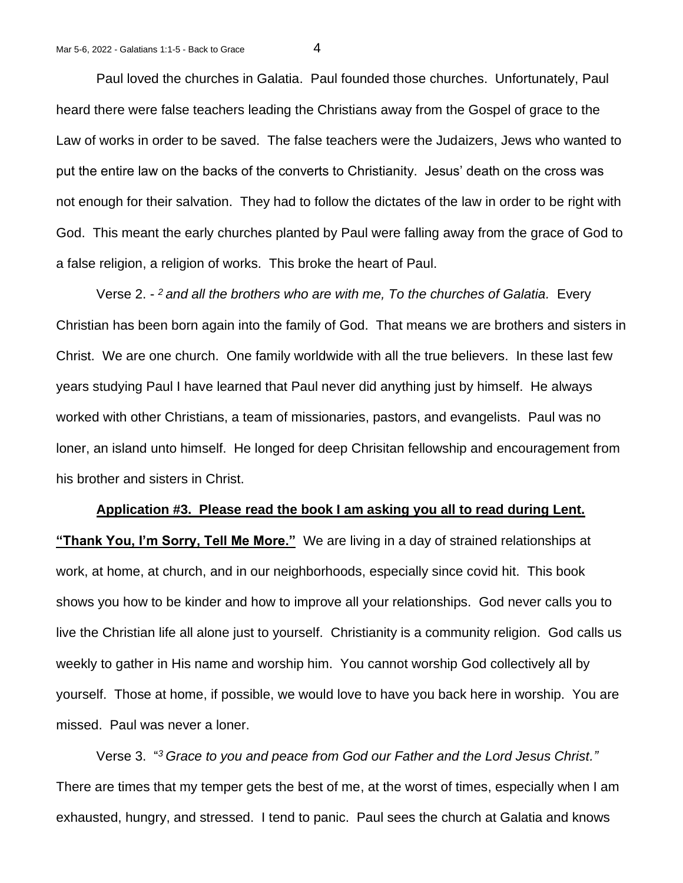Paul loved the churches in Galatia. Paul founded those churches. Unfortunately, Paul heard there were false teachers leading the Christians away from the Gospel of grace to the Law of works in order to be saved. The false teachers were the Judaizers, Jews who wanted to put the entire law on the backs of the converts to Christianity. Jesus' death on the cross was not enough for their salvation. They had to follow the dictates of the law in order to be right with God. This meant the early churches planted by Paul were falling away from the grace of God to a false religion, a religion of works. This broke the heart of Paul.

Verse 2. - [2] *and all the brothers who are with me, To the churches of Galatia.* Every Christian has been born again into the family of God. That means we are brothers and sisters in Christ. We are one church. One family worldwide with all the true believers. In these last few years studying Paul I have learned that Paul never did anything just by himself. He always worked with other Christians, a team of missionaries, pastors, and evangelists. Paul was no loner, an island unto himself. He longed for deep Chrisitan fellowship and encouragement from his brother and sisters in Christ.

**Application #3. Please read the book I am asking you all to read during Lent. "Thank You, I'm Sorry, Tell Me More."** We are living in a day of strained relationships at work, at home, at church, and in our neighborhoods, especially since covid hit. This book shows you how to be kinder and how to improve all your relationships. God never calls you to live the Christian life all alone just to yourself. Christianity is a community religion. God calls us weekly to gather in His name and worship him. You cannot worship God collectively all by yourself. Those at home, if possible, we would love to have you back here in worship. You are missed. Paul was never a loner.

Verse 3. "[3] *Grace to you and peace from God our Father and the Lord Jesus Christ."* There are times that my temper gets the best of me, at the worst of times, especially when I am exhausted, hungry, and stressed. I tend to panic. Paul sees the church at Galatia and knows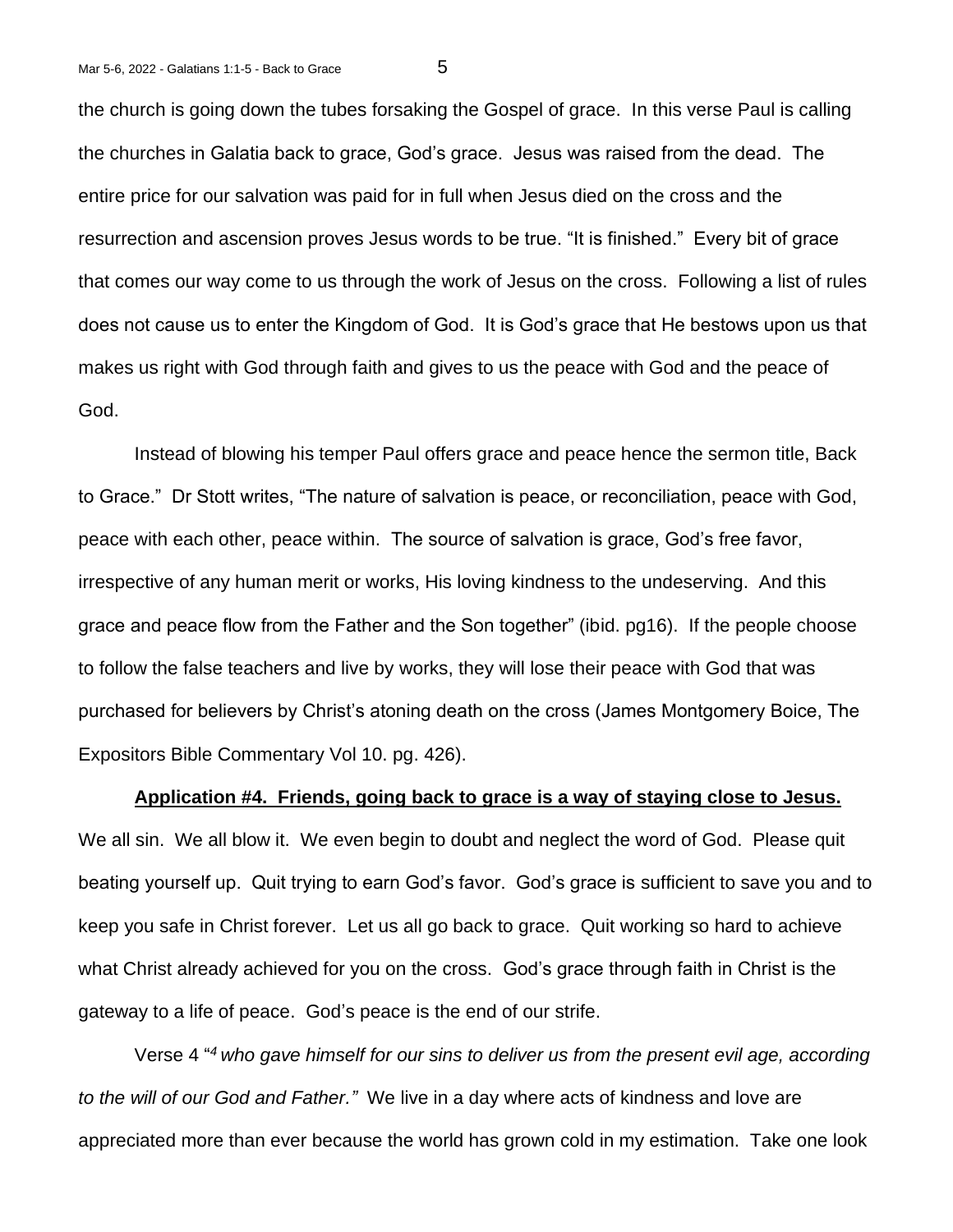the church is going down the tubes forsaking the Gospel of grace. In this verse Paul is calling the churches in Galatia back to grace, God's grace. Jesus was raised from the dead. The entire price for our salvation was paid for in full when Jesus died on the cross and the resurrection and ascension proves Jesus words to be true. "It is finished." Every bit of grace that comes our way come to us through the work of Jesus on the cross. Following a list of rules does not cause us to enter the Kingdom of God. It is God's grace that He bestows upon us that makes us right with God through faith and gives to us the peace with God and the peace of God.

Instead of blowing his temper Paul offers grace and peace hence the sermon title, Back to Grace." Dr Stott writes, "The nature of salvation is peace, or reconciliation, peace with God, peace with each other, peace within. The source of salvation is grace, God's free favor, irrespective of any human merit or works, His loving kindness to the undeserving. And this grace and peace flow from the Father and the Son together" (ibid. pg16). If the people choose to follow the false teachers and live by works, they will lose their peace with God that was purchased for believers by Christ's atoning death on the cross (James Montgomery Boice, The Expositors Bible Commentary Vol 10. pg. 426).

**Application #4. Friends, going back to grace is a way of staying close to Jesus.** We all sin. We all blow it. We even begin to doubt and neglect the word of God. Please quit beating yourself up. Quit trying to earn God's favor. God's grace is sufficient to save you and to keep you safe in Christ forever. Let us all go back to grace. Quit working so hard to achieve what Christ already achieved for you on the cross. God's grace through faith in Christ is the gateway to a life of peace. God's peace is the end of our strife.

Verse 4 "[4] *who gave himself for our sins to deliver us from the present evil age, according to the will of our God and Father."* We live in a day where acts of kindness and love are appreciated more than ever because the world has grown cold in my estimation. Take one look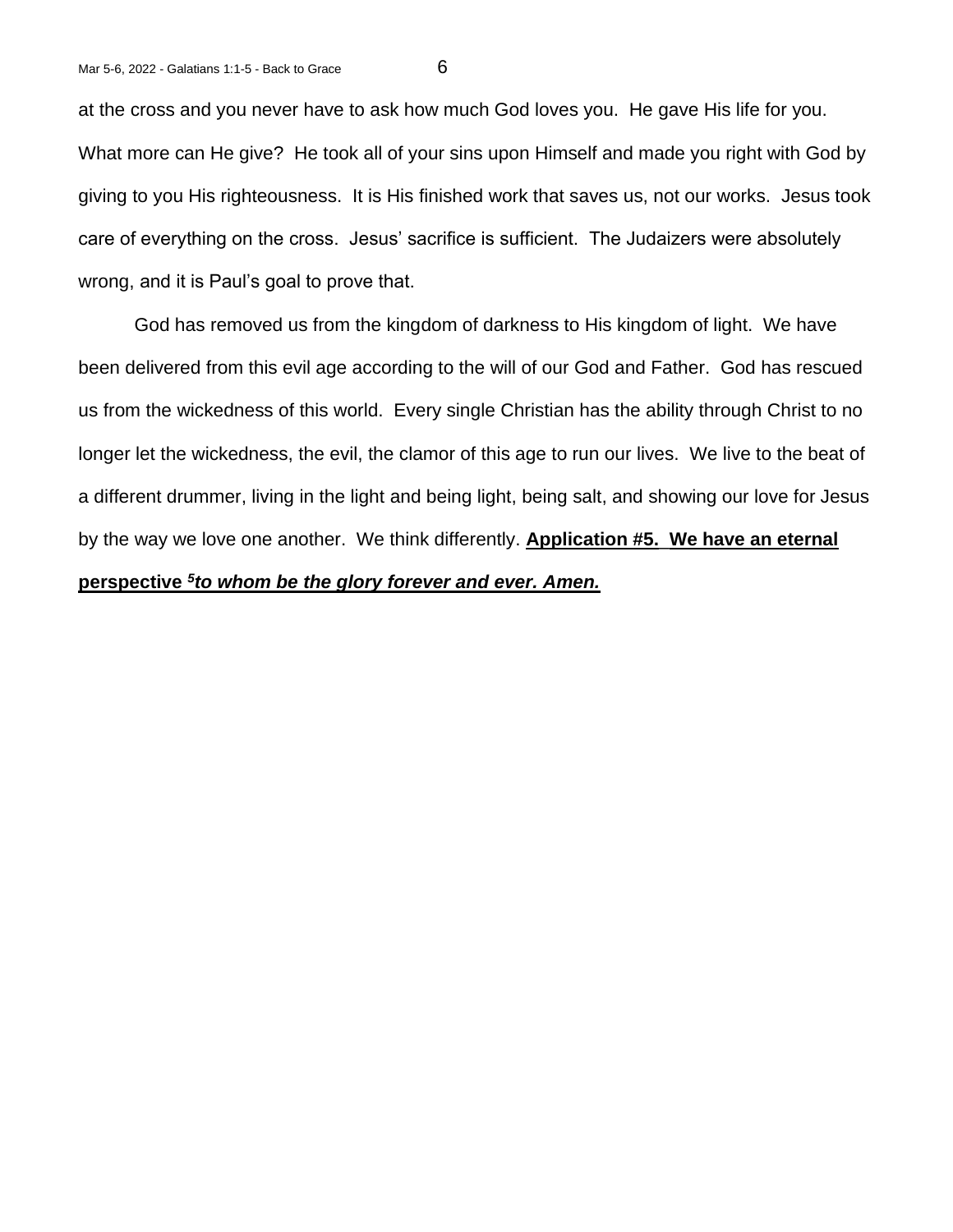at the cross and you never have to ask how much God loves you. He gave His life for you. What more can He give? He took all of your sins upon Himself and made you right with God by giving to you His righteousness. It is His finished work that saves us, not our works. Jesus took care of everything on the cross. Jesus' sacrifice is sufficient. The Judaizers were absolutely wrong, and it is Paul's goal to prove that.

God has removed us from the kingdom of darkness to His kingdom of light. We have been delivered from this evil age according to the will of our God and Father. God has rescued us from the wickedness of this world. Every single Christian has the ability through Christ to no longer let the wickedness, the evil, the clamor of this age to run our lives. We live to the beat of a different drummer, living in the light and being light, being salt, and showing our love for Jesus by the way we love one another. We think differently. **Application #5. We have an eternal perspective** ***[5]to whom be the glory forever and ever. Amen.***